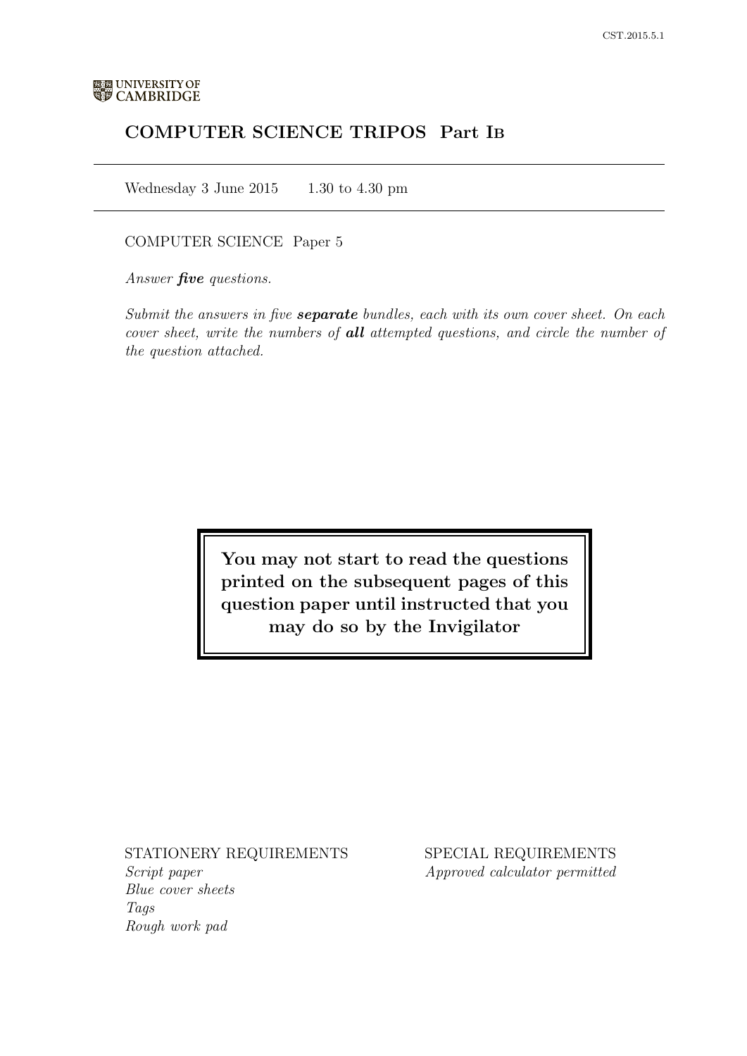UNIVERSITY OF CAMBRIDGE

# COMPUTER SCIENCE TRIPOS Part IB

Wednesday 3 June 2015 1.30 to 4.30 pm

COMPUTER SCIENCE Paper 5

*Answer **five** questions.*

*Submit the answers in five **separate** bundles, each with its own cover sheet. On each cover sheet, write the numbers of **all** attempted questions, and circle the number of the question attached.*

**You may not start to read the questions printed on the subsequent pages of this question paper until instructed that you may do so by the Invigilator**

STATIONERY REQUIREMENTS
*Script paper*
*Blue cover sheets*
*Tags*
*Rough work pad*

SPECIAL REQUIREMENTS
*Approved calculator permitted*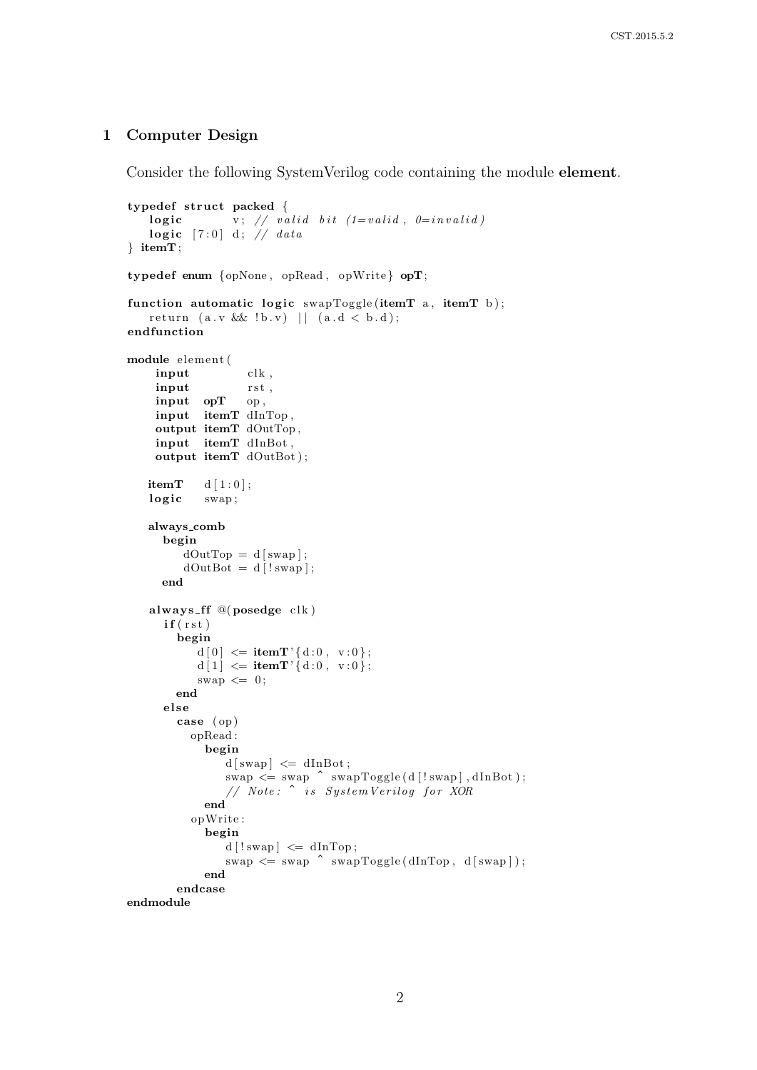## 1 Computer Design

Consider the following SystemVerilog code containing the module **element**.

```
typedef struct packed {
   logic        v; // valid bit (1=valid, 0=invalid)
   logic  [7:0] d; // data
} itemT;

typedef enum {opNone, opRead, opWrite} opT;

function automatic logic swapToggle(itemT a, itemT b);
   return (a.v && !b.v) || (a.d < b.d);
endfunction

module element(
     input        clk,
     input        rst,
     input  opT   op,
     input  itemT dInTop,
     output itemT dOutTop,
     input  itemT dInBot,
     output itemT dOutBot);

   itemT   d[1:0];
   logic   swap;

   always_comb
     begin
        dOutTop = d[swap];
        dOutBot = d[!swap];
     end

   always_ff @(posedge clk)
     if(rst)
       begin
          d[0] <= itemT'{d:0, v:0};
          d[1] <= itemT'{d:0, v:0};
          swap <= 0;
       end
     else
       case (op)
         opRead:
           begin
              d[swap] <= dInBot;
              swap <= swap ^ swapToggle(d[!swap],dInBot);
              // Note: ^ is SystemVerilog for XOR
           end
         opWrite:
           begin
              d[!swap] <= dInTop;
              swap <= swap ^ swapToggle(dInTop, d[swap]);
           end
       endcase
endmodule
```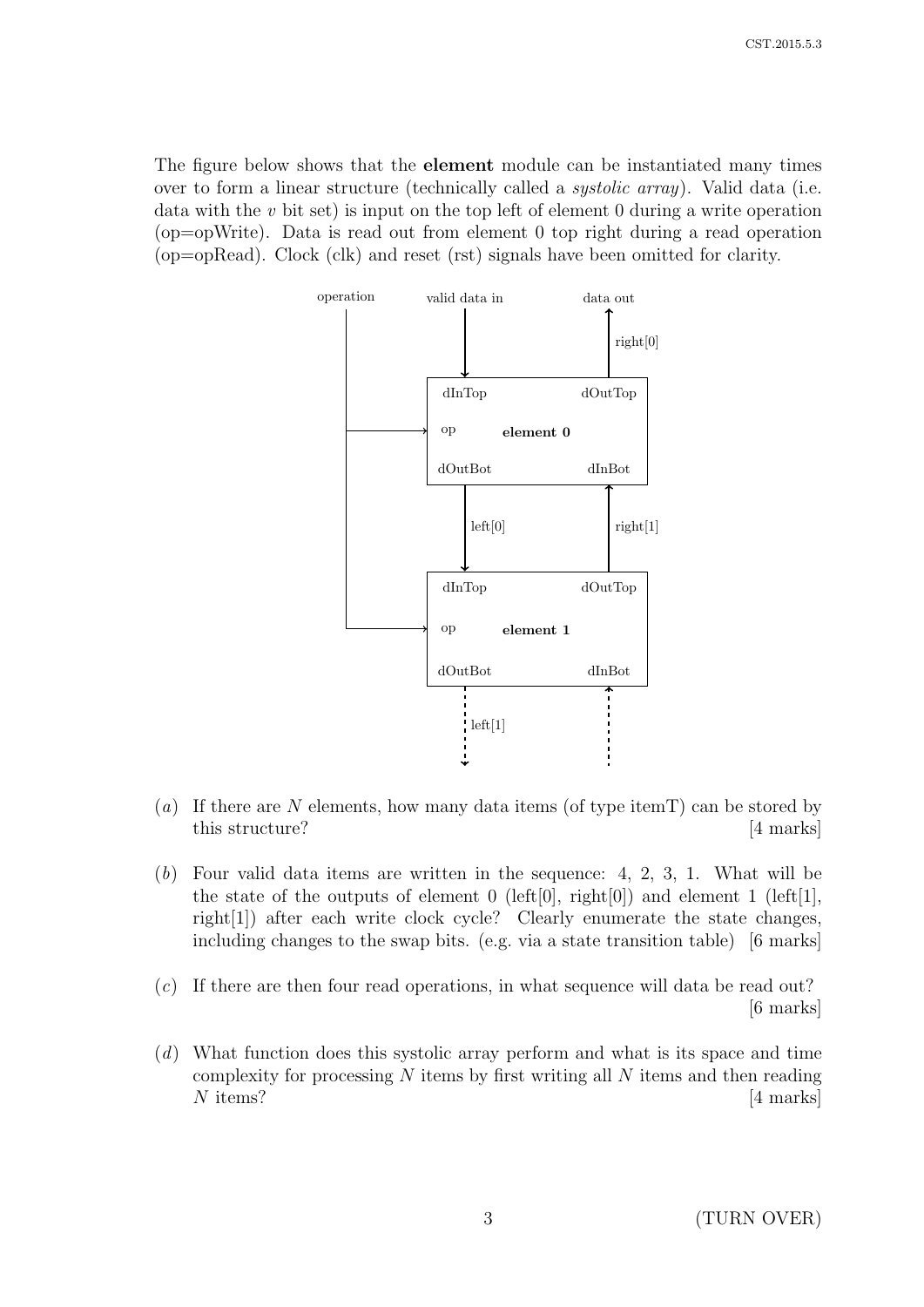The figure below shows that the **element** module can be instantiated many times over to form a linear structure (technically called a *systolic array*). Valid data (i.e. data with the $v$ bit set) is input on the top left of element 0 during a write operation (op=opWrite). Data is read out from element 0 top right during a read operation (op=opRead). Clock (clk) and reset (rst) signals have been omitted for clarity.

(*a*) If there are $N$ elements, how many data items (of type itemT) can be stored by this structure? [4 marks]

(*b*) Four valid data items are written in the sequence: 4, 2, 3, 1. What will be the state of the outputs of element 0 (left[0], right[0]) and element 1 (left[1], right[1]) after each write clock cycle? Clearly enumerate the state changes, including changes to the swap bits. (e.g. via a state transition table) [6 marks]

(*c*) If there are then four read operations, in what sequence will data be read out? [6 marks]

(*d*) What function does this systolic array perform and what is its space and time complexity for processing $N$ items by first writing all $N$ items and then reading $N$ items? [4 marks]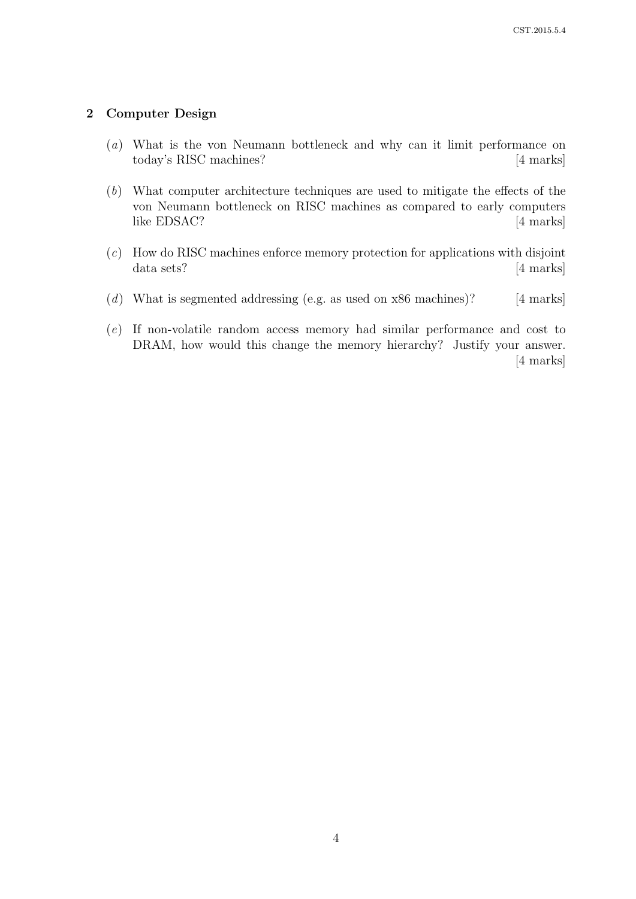## 2 Computer Design

(*a*) What is the von Neumann bottleneck and why can it limit performance on today's RISC machines? [4 marks]

(*b*) What computer architecture techniques are used to mitigate the effects of the von Neumann bottleneck on RISC machines as compared to early computers like EDSAC? [4 marks]

(*c*) How do RISC machines enforce memory protection for applications with disjoint data sets? [4 marks]

(*d*) What is segmented addressing (e.g. as used on x86 machines)? [4 marks]

(*e*) If non-volatile random access memory had similar performance and cost to DRAM, how would this change the memory hierarchy? Justify your answer. [4 marks]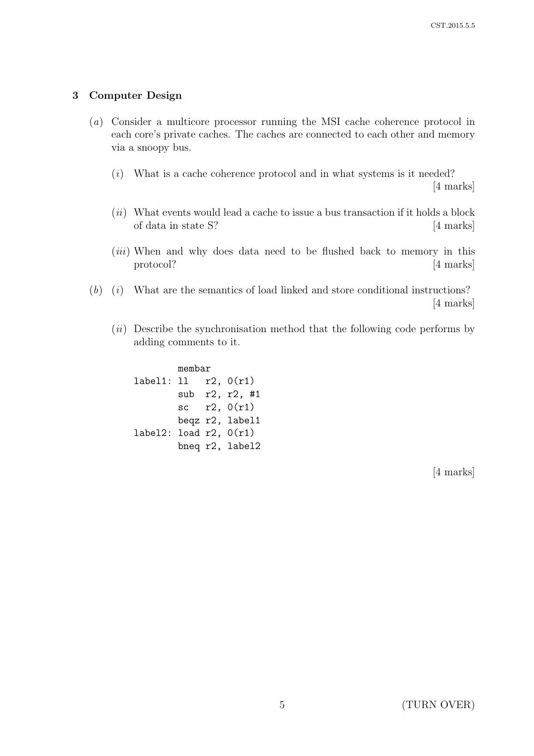## 3 Computer Design

(*a*) Consider a multicore processor running the MSI cache coherence protocol in each core's private caches. The caches are connected to each other and memory via a snoopy bus.

(*i*) What is a cache coherence protocol and in what systems is it needed? [4 marks]

(*ii*) What events would lead a cache to issue a bus transaction if it holds a block of data in state S? [4 marks]

(*iii*) When and why does data need to be flushed back to memory in this protocol? [4 marks]

(*b*) (*i*) What are the semantics of load linked and store conditional instructions? [4 marks]

(*ii*) Describe the synchronisation method that the following code performs by adding comments to it.

```
        membar
label1: ll   r2, 0(r1)
        sub  r2, r2, #1
        sc   r2, 0(r1)
        beqz r2, label1
label2: load r2, 0(r1)
        bneq r2, label2
```

[4 marks]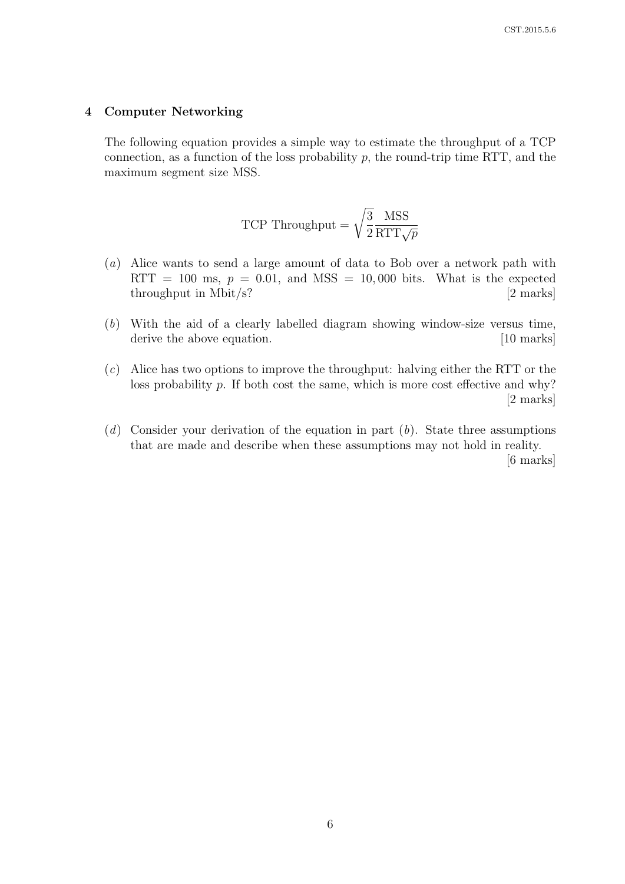## 4 Computer Networking

The following equation provides a simple way to estimate the throughput of a TCP connection, as a function of the loss probability $p$, the round-trip time RTT, and the maximum segment size MSS.

$$\text{TCP Throughput} = \sqrt{\frac{3}{2}} \frac{\text{MSS}}{\text{RTT}\sqrt{p}}$$

(*a*) Alice wants to send a large amount of data to Bob over a network path with RTT = 100 ms, $p = 0.01$, and MSS = 10,000 bits. What is the expected throughput in Mbit/s? [2 marks]

(*b*) With the aid of a clearly labelled diagram showing window-size versus time, derive the above equation. [10 marks]

(*c*) Alice has two options to improve the throughput: halving either the RTT or the loss probability $p$. If both cost the same, which is more cost effective and why? [2 marks]

(*d*) Consider your derivation of the equation in part (*b*). State three assumptions that are made and describe when these assumptions may not hold in reality. [6 marks]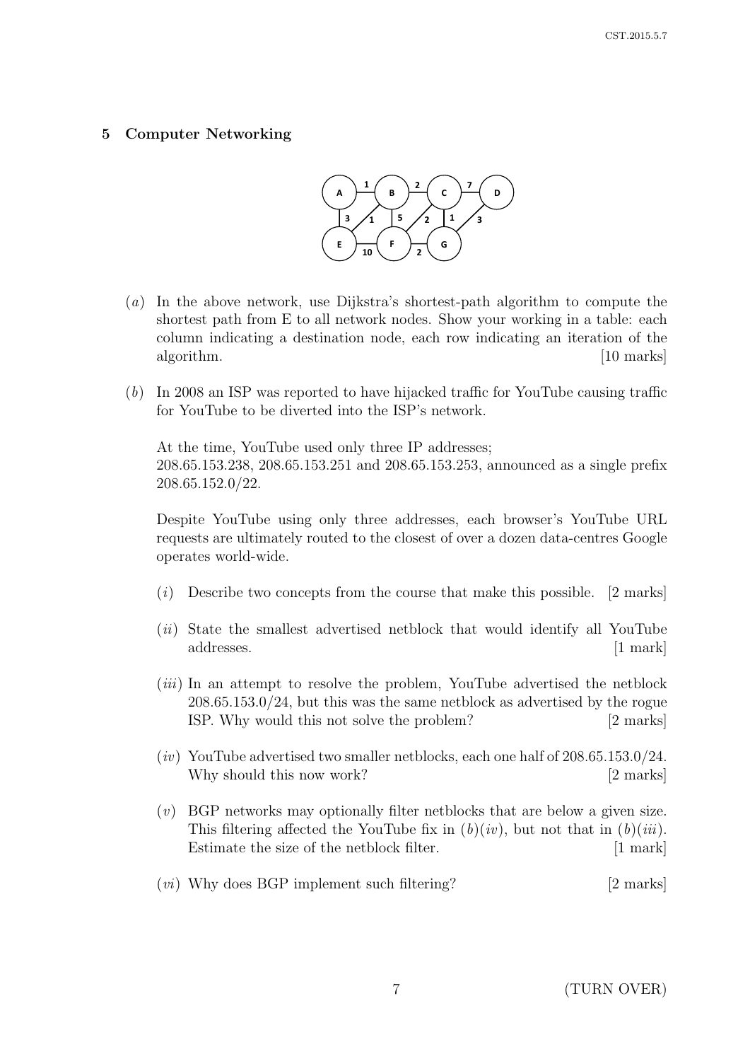## 5 Computer Networking

(*a*) In the above network, use Dijkstra's shortest-path algorithm to compute the shortest path from E to all network nodes. Show your working in a table: each column indicating a destination node, each row indicating an iteration of the algorithm. [10 marks]

(*b*) In 2008 an ISP was reported to have hijacked traffic for YouTube causing traffic for YouTube to be diverted into the ISP's network.

At the time, YouTube used only three IP addresses; 208.65.153.238, 208.65.153.251 and 208.65.153.253, announced as a single prefix 208.65.152.0/22.

Despite YouTube using only three addresses, each browser's YouTube URL requests are ultimately routed to the closest of over a dozen data-centres Google operates world-wide.

(*i*) Describe two concepts from the course that make this possible. [2 marks]

(*ii*) State the smallest advertised netblock that would identify all YouTube addresses. [1 mark]

(*iii*) In an attempt to resolve the problem, YouTube advertised the netblock 208.65.153.0/24, but this was the same netblock as advertised by the rogue ISP. Why would this not solve the problem? [2 marks]

(*iv*) YouTube advertised two smaller netblocks, each one half of 208.65.153.0/24. Why should this now work? [2 marks]

(*v*) BGP networks may optionally filter netblocks that are below a given size. This filtering affected the YouTube fix in (*b*)(*iv*), but not that in (*b*)(*iii*). Estimate the size of the netblock filter. [1 mark]

(*vi*) Why does BGP implement such filtering? [2 marks]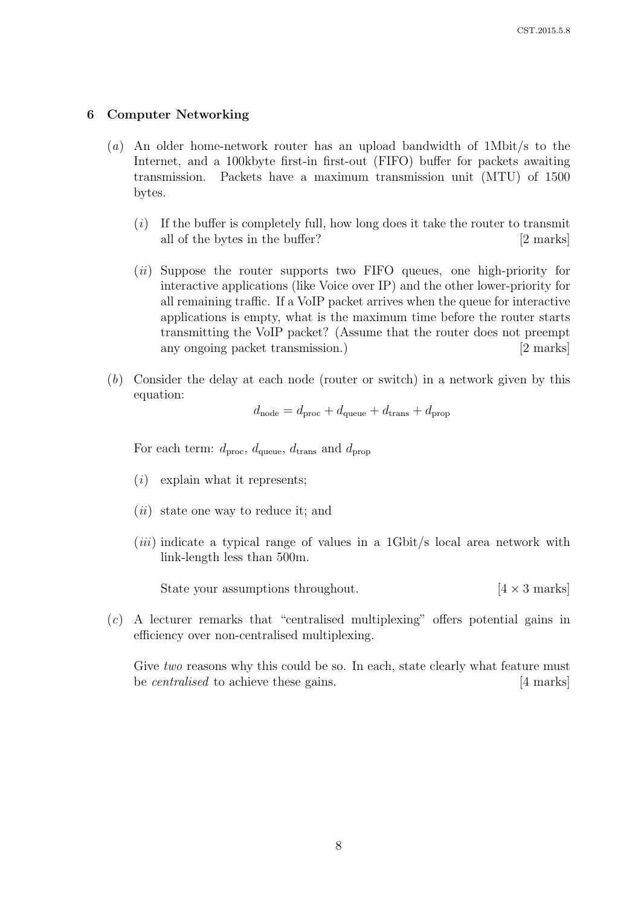## 6 Computer Networking

(*a*) An older home-network router has an upload bandwidth of 1Mbit/s to the Internet, and a 100kbyte first-in first-out (FIFO) buffer for packets awaiting transmission. Packets have a maximum transmission unit (MTU) of 1500 bytes.

(*i*) If the buffer is completely full, how long does it take the router to transmit all of the bytes in the buffer? [2 marks]

(*ii*) Suppose the router supports two FIFO queues, one high-priority for interactive applications (like Voice over IP) and the other lower-priority for all remaining traffic. If a VoIP packet arrives when the queue for interactive applications is empty, what is the maximum time before the router starts transmitting the VoIP packet? (Assume that the router does not preempt any ongoing packet transmission.) [2 marks]

(*b*) Consider the delay at each node (router or switch) in a network given by this equation:

$$d_{\text{node}} = d_{\text{proc}} + d_{\text{queue}} + d_{\text{trans}} + d_{\text{prop}}$$

For each term: $d_{\text{proc}}$, $d_{\text{queue}}$, $d_{\text{trans}}$ and $d_{\text{prop}}$

(*i*) explain what it represents;

(*ii*) state one way to reduce it; and

(*iii*) indicate a typical range of values in a 1Gbit/s local area network with link-length less than 500m.

State your assumptions throughout. [4 × 3 marks]

(*c*) A lecturer remarks that "centralised multiplexing" offers potential gains in efficiency over non-centralised multiplexing.

Give *two* reasons why this could be so. In each, state clearly what feature must be *centralised* to achieve these gains. [4 marks]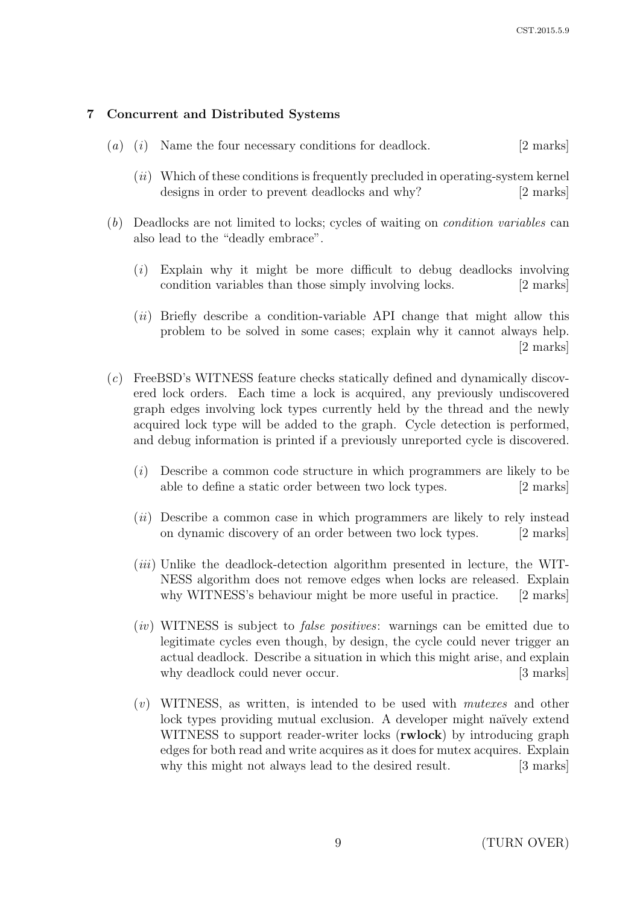## 7 Concurrent and Distributed Systems

(*a*) (*i*) Name the four necessary conditions for deadlock. [2 marks]

(*ii*) Which of these conditions is frequently precluded in operating-system kernel designs in order to prevent deadlocks and why? [2 marks]

(*b*) Deadlocks are not limited to locks; cycles of waiting on *condition variables* can also lead to the "deadly embrace".

(*i*) Explain why it might be more difficult to debug deadlocks involving condition variables than those simply involving locks. [2 marks]

(*ii*) Briefly describe a condition-variable API change that might allow this problem to be solved in some cases; explain why it cannot always help. [2 marks]

(*c*) FreeBSD's WITNESS feature checks statically defined and dynamically discovered lock orders. Each time a lock is acquired, any previously undiscovered graph edges involving lock types currently held by the thread and the newly acquired lock type will be added to the graph. Cycle detection is performed, and debug information is printed if a previously unreported cycle is discovered.

(*i*) Describe a common code structure in which programmers are likely to be able to define a static order between two lock types. [2 marks]

(*ii*) Describe a common case in which programmers are likely to rely instead on dynamic discovery of an order between two lock types. [2 marks]

(*iii*) Unlike the deadlock-detection algorithm presented in lecture, the WITNESS algorithm does not remove edges when locks are released. Explain why WITNESS's behaviour might be more useful in practice. [2 marks]

(*iv*) WITNESS is subject to *false positives*: warnings can be emitted due to legitimate cycles even though, by design, the cycle could never trigger an actual deadlock. Describe a situation in which this might arise, and explain why deadlock could never occur. [3 marks]

(*v*) WITNESS, as written, is intended to be used with *mutexes* and other lock types providing mutual exclusion. A developer might naïvely extend WITNESS to support reader-writer locks (**rwlock**) by introducing graph edges for both read and write acquires as it does for mutex acquires. Explain why this might not always lead to the desired result. [3 marks]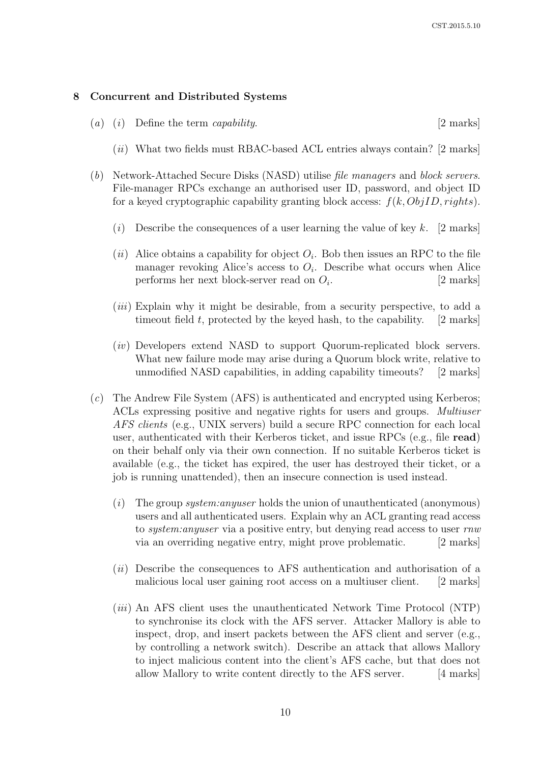## 8 Concurrent and Distributed Systems

(*a*) (*i*) Define the term *capability*. [2 marks]

(*ii*) What two fields must RBAC-based ACL entries always contain? [2 marks]

(*b*) Network-Attached Secure Disks (NASD) utilise *file managers* and *block servers*. File-manager RPCs exchange an authorised user ID, password, and object ID for a keyed cryptographic capability granting block access: $f(k, ObjID, rights)$.

(*i*) Describe the consequences of a user learning the value of key $k$. [2 marks]

(*ii*) Alice obtains a capability for object $O_i$. Bob then issues an RPC to the file manager revoking Alice's access to $O_i$. Describe what occurs when Alice performs her next block-server read on $O_i$. [2 marks]

(*iii*) Explain why it might be desirable, from a security perspective, to add a timeout field $t$, protected by the keyed hash, to the capability. [2 marks]

(*iv*) Developers extend NASD to support Quorum-replicated block servers. What new failure mode may arise during a Quorum block write, relative to unmodified NASD capabilities, in adding capability timeouts? [2 marks]

(*c*) The Andrew File System (AFS) is authenticated and encrypted using Kerberos; ACLs expressing positive and negative rights for users and groups. *Multiuser AFS clients* (e.g., UNIX servers) build a secure RPC connection for each local user, authenticated with their Kerberos ticket, and issue RPCs (e.g., file **read**) on their behalf only via their own connection. If no suitable Kerberos ticket is available (e.g., the ticket has expired, the user has destroyed their ticket, or a job is running unattended), then an insecure connection is used instead.

(*i*) The group *system:anyuser* holds the union of unauthenticated (anonymous) users and all authenticated users. Explain why an ACL granting read access to *system:anyuser* via a positive entry, but denying read access to user *rnw* via an overriding negative entry, might prove problematic. [2 marks]

(*ii*) Describe the consequences to AFS authentication and authorisation of a malicious local user gaining root access on a multiuser client. [2 marks]

(*iii*) An AFS client uses the unauthenticated Network Time Protocol (NTP) to synchronise its clock with the AFS server. Attacker Mallory is able to inspect, drop, and insert packets between the AFS client and server (e.g., by controlling a network switch). Describe an attack that allows Mallory to inject malicious content into the client's AFS cache, but that does not allow Mallory to write content directly to the AFS server. [4 marks]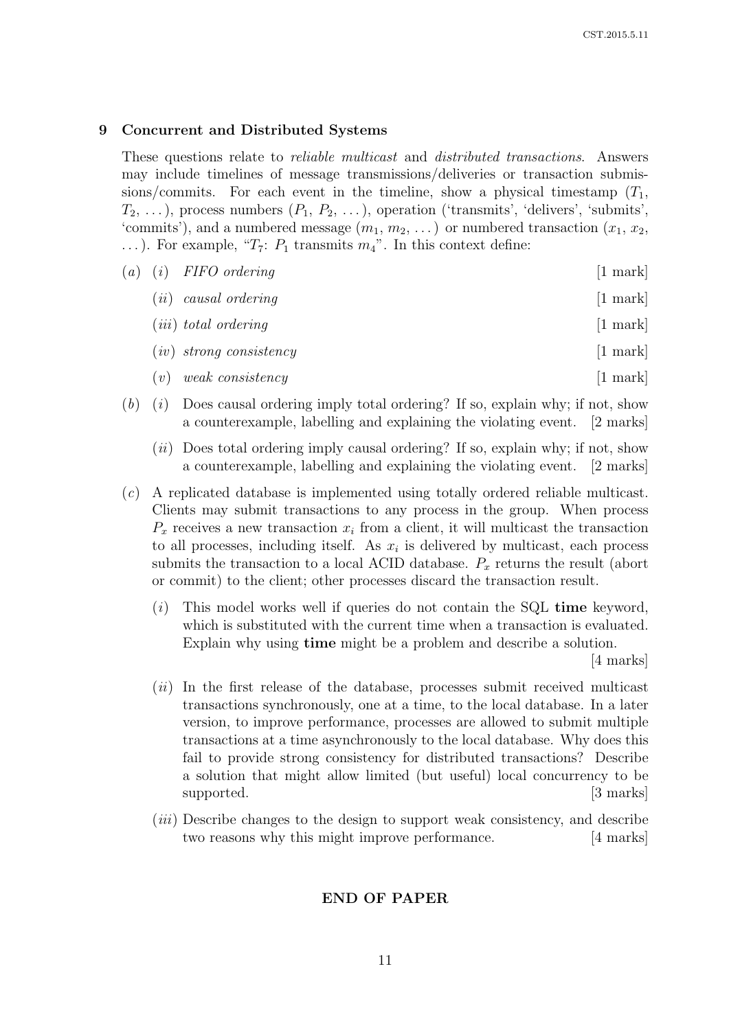## 9 Concurrent and Distributed Systems

These questions relate to *reliable multicast* and *distributed transactions*. Answers may include timelines of message transmissions/deliveries or transaction submissions/commits. For each event in the timeline, show a physical timestamp ($T_1$, $T_2$, ...), process numbers ($P_1$, $P_2$, ...), operation ('transmits', 'delivers', 'submits', 'commits'), and a numbered message ($m_1$, $m_2$, ...) or numbered transaction ($x_1$, $x_2$, ...). For example, "$T_7$: $P_1$ transmits $m_4$". In this context define:

(*a*) (*i*) *FIFO ordering* [1 mark]

(*ii*) *causal ordering* [1 mark]

(*iii*) *total ordering* [1 mark]

(*iv*) *strong consistency* [1 mark]

(*v*) *weak consistency* [1 mark]

(*b*) (*i*) Does causal ordering imply total ordering? If so, explain why; if not, show a counterexample, labelling and explaining the violating event. [2 marks]

(*ii*) Does total ordering imply causal ordering? If so, explain why; if not, show a counterexample, labelling and explaining the violating event. [2 marks]

(*c*) A replicated database is implemented using totally ordered reliable multicast. Clients may submit transactions to any process in the group. When process $P_x$ receives a new transaction $x_i$ from a client, it will multicast the transaction to all processes, including itself. As $x_i$ is delivered by multicast, each process submits the transaction to a local ACID database. $P_x$ returns the result (abort or commit) to the client; other processes discard the transaction result.

(*i*) This model works well if queries do not contain the SQL **time** keyword, which is substituted with the current time when a transaction is evaluated. Explain why using **time** might be a problem and describe a solution. [4 marks]

(*ii*) In the first release of the database, processes submit received multicast transactions synchronously, one at a time, to the local database. In a later version, to improve performance, processes are allowed to submit multiple transactions at a time asynchronously to the local database. Why does this fail to provide strong consistency for distributed transactions? Describe a solution that might allow limited (but useful) local concurrency to be supported. [3 marks]

(*iii*) Describe changes to the design to support weak consistency, and describe two reasons why this might improve performance. [4 marks]

**END OF PAPER**